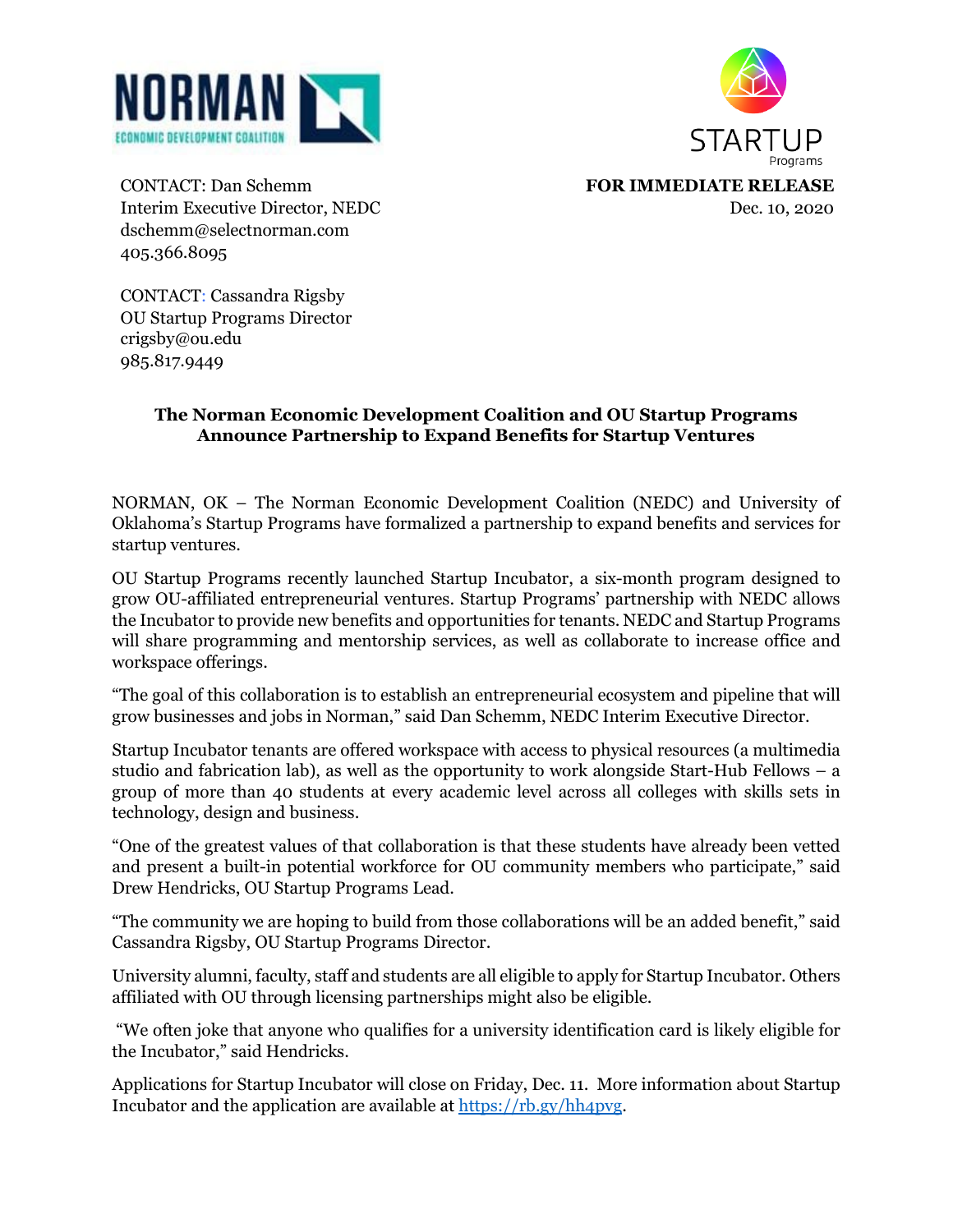NORMAN ECONOMIC DEVELOPMENT COALITION

STARTUP Programs

CONTACT: Dan Schemm
Interim Executive Director, NEDC
dschemm@selectnorman.com
405.366.8095

**FOR IMMEDIATE RELEASE**
Dec. 10, 2020

CONTACT: Cassandra Rigsby
OU Startup Programs Director
crigsby@ou.edu
985.817.9449

**The Norman Economic Development Coalition and OU Startup Programs Announce Partnership to Expand Benefits for Startup Ventures**

NORMAN, OK – The Norman Economic Development Coalition (NEDC) and University of Oklahoma's Startup Programs have formalized a partnership to expand benefits and services for startup ventures.

OU Startup Programs recently launched Startup Incubator, a six-month program designed to grow OU-affiliated entrepreneurial ventures. Startup Programs' partnership with NEDC allows the Incubator to provide new benefits and opportunities for tenants. NEDC and Startup Programs will share programming and mentorship services, as well as collaborate to increase office and workspace offerings.

"The goal of this collaboration is to establish an entrepreneurial ecosystem and pipeline that will grow businesses and jobs in Norman," said Dan Schemm, NEDC Interim Executive Director.

Startup Incubator tenants are offered workspace with access to physical resources (a multimedia studio and fabrication lab), as well as the opportunity to work alongside Start-Hub Fellows – a group of more than 40 students at every academic level across all colleges with skills sets in technology, design and business.

"One of the greatest values of that collaboration is that these students have already been vetted and present a built-in potential workforce for OU community members who participate," said Drew Hendricks, OU Startup Programs Lead.

"The community we are hoping to build from those collaborations will be an added benefit," said Cassandra Rigsby, OU Startup Programs Director.

University alumni, faculty, staff and students are all eligible to apply for Startup Incubator. Others affiliated with OU through licensing partnerships might also be eligible.

"We often joke that anyone who qualifies for a university identification card is likely eligible for the Incubator," said Hendricks.

Applications for Startup Incubator will close on Friday, Dec. 11. More information about Startup Incubator and the application are available at https://rb.gy/hh4pvg.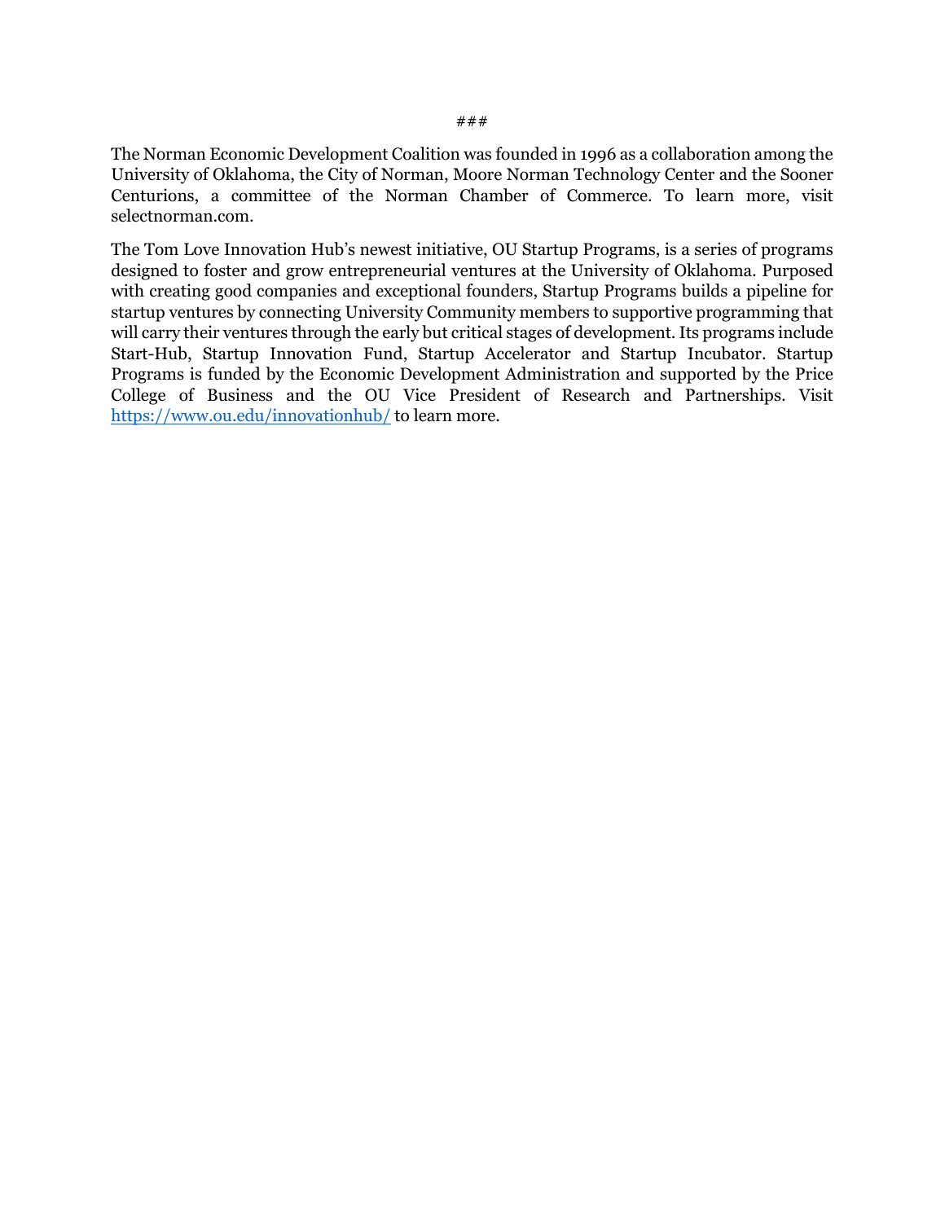###

The Norman Economic Development Coalition was founded in 1996 as a collaboration among the University of Oklahoma, the City of Norman, Moore Norman Technology Center and the Sooner Centurions, a committee of the Norman Chamber of Commerce. To learn more, visit selectnorman.com.

The Tom Love Innovation Hub's newest initiative, OU Startup Programs, is a series of programs designed to foster and grow entrepreneurial ventures at the University of Oklahoma. Purposed with creating good companies and exceptional founders, Startup Programs builds a pipeline for startup ventures by connecting University Community members to supportive programming that will carry their ventures through the early but critical stages of development. Its programs include Start-Hub, Startup Innovation Fund, Startup Accelerator and Startup Incubator. Startup Programs is funded by the Economic Development Administration and supported by the Price College of Business and the OU Vice President of Research and Partnerships. Visit https://www.ou.edu/innovationhub/ to learn more.